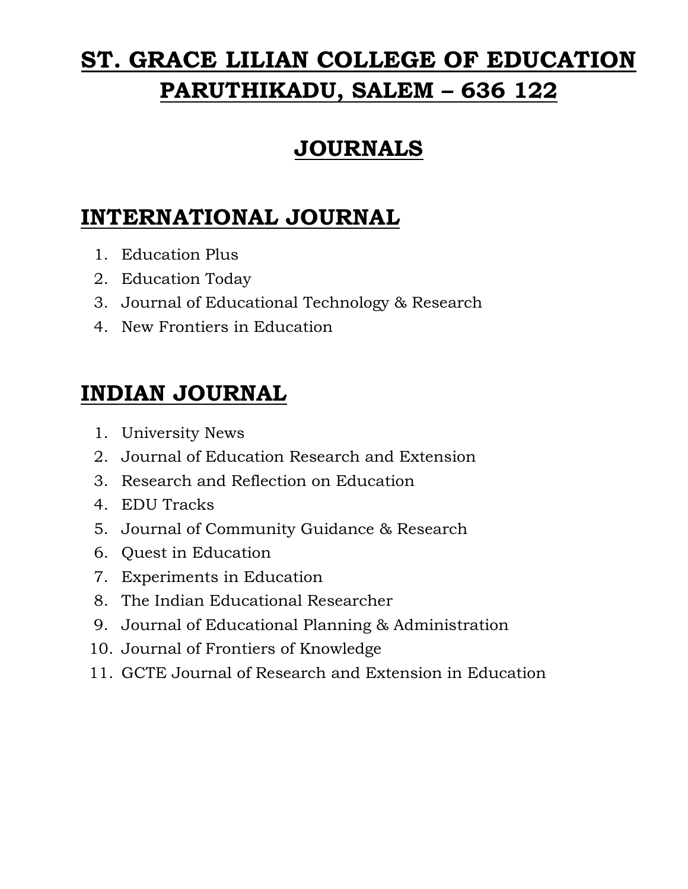# ST. GRACE LILIAN COLLEGE OF EDUCATION PARUTHIKADU, SALEM – 636 122

## JOURNALS

## INTERNATIONAL JOURNAL

1. Education Plus
2. Education Today
3. Journal of Educational Technology & Research
4. New Frontiers in Education

## INDIAN JOURNAL

1. University News
2. Journal of Education Research and Extension
3. Research and Reflection on Education
4. EDU Tracks
5. Journal of Community Guidance & Research
6. Quest in Education
7. Experiments in Education
8. The Indian Educational Researcher
9. Journal of Educational Planning & Administration
10. Journal of Frontiers of Knowledge
11. GCTE Journal of Research and Extension in Education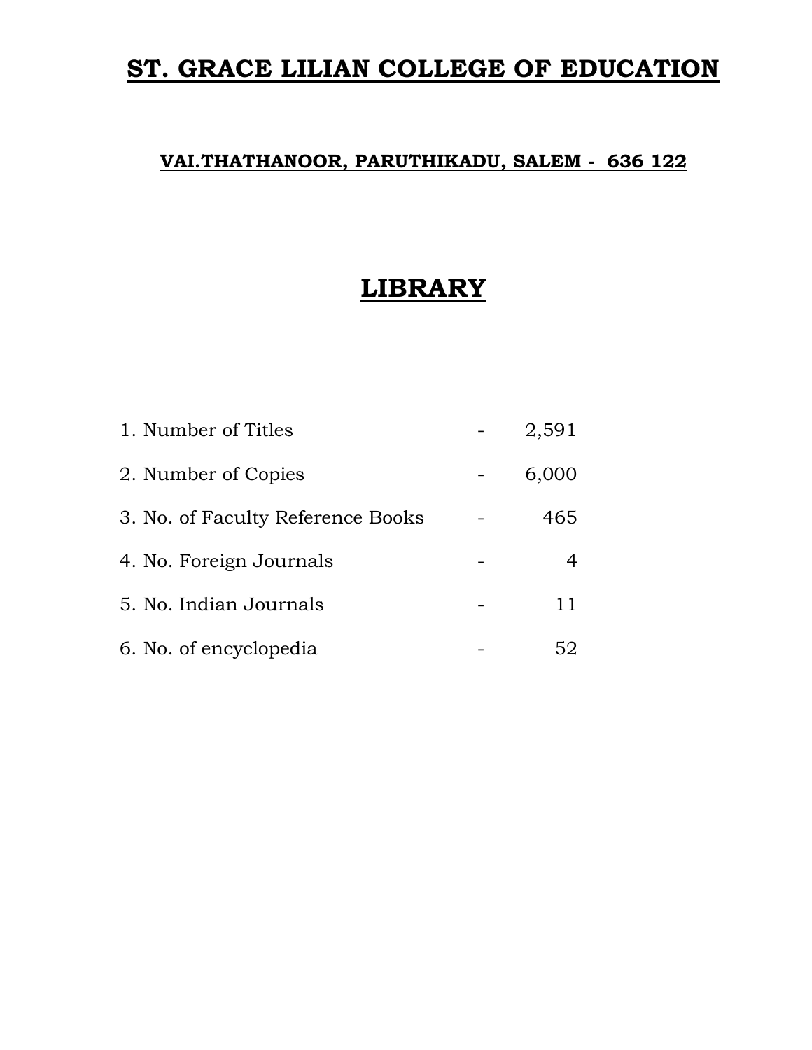# ST. GRACE LILIAN COLLEGE OF EDUCATION

### VAI.THATHANOOR, PARUTHIKADU, SALEM - 636 122

## LIBRARY

| | | |
|---|---|---|
| 1. Number of Titles | - | 2,591 |
| 2. Number of Copies | - | 6,000 |
| 3. No. of Faculty Reference Books | - | 465 |
| 4. No. Foreign Journals | - | 4 |
| 5. No. Indian Journals | - | 11 |
| 6. No. of encyclopedia | - | 52 |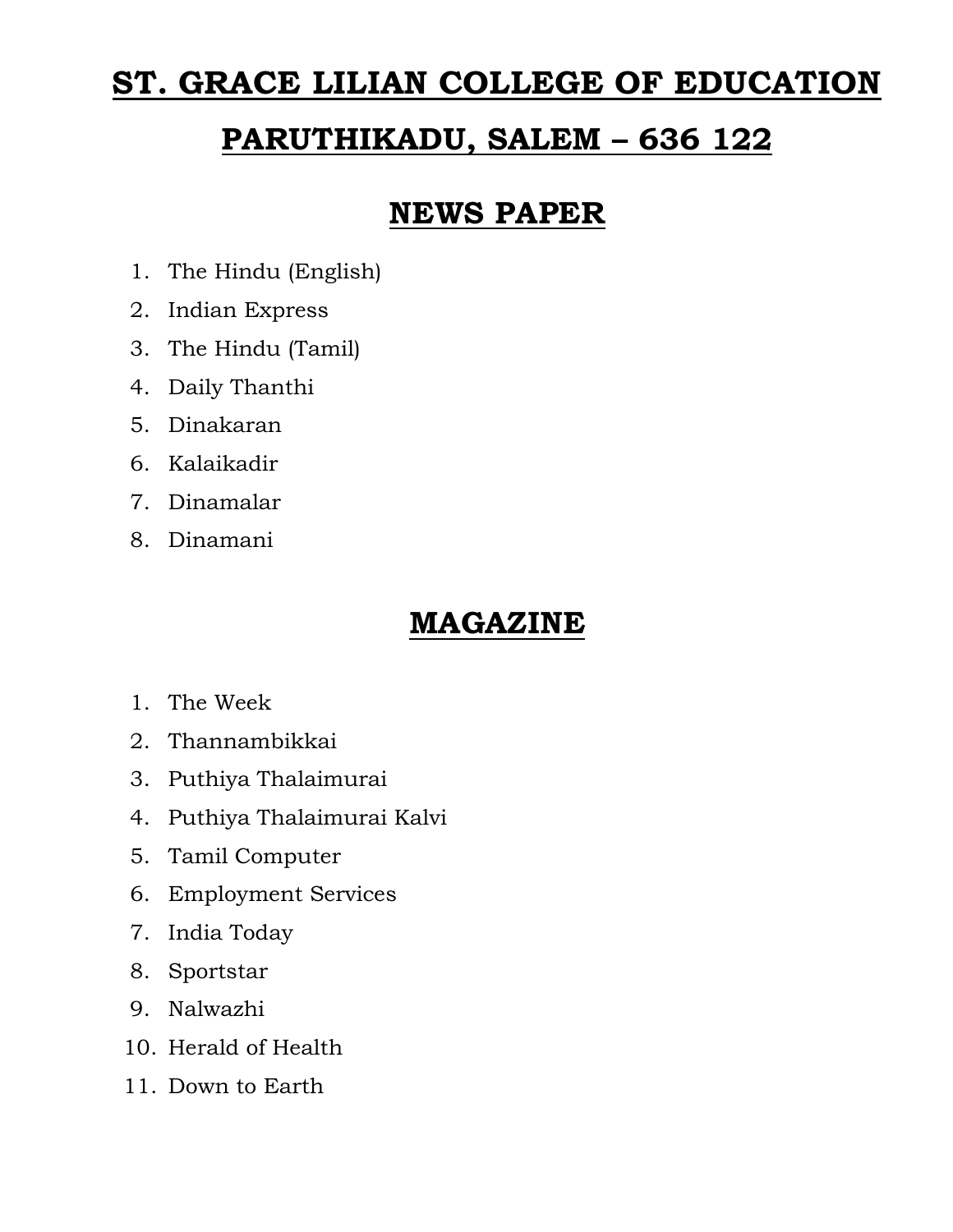# ST. GRACE LILIAN COLLEGE OF EDUCATION

# PARUTHIKADU, SALEM – 636 122

## NEWS PAPER

1. The Hindu (English)
2. Indian Express
3. The Hindu (Tamil)
4. Daily Thanthi
5. Dinakaran
6. Kalaikadir
7. Dinamalar
8. Dinamani

## MAGAZINE

1. The Week
2. Thannambikkai
3. Puthiya Thalaimurai
4. Puthiya Thalaimurai Kalvi
5. Tamil Computer
6. Employment Services
7. India Today
8. Sportstar
9. Nalwazhi
10. Herald of Health
11. Down to Earth